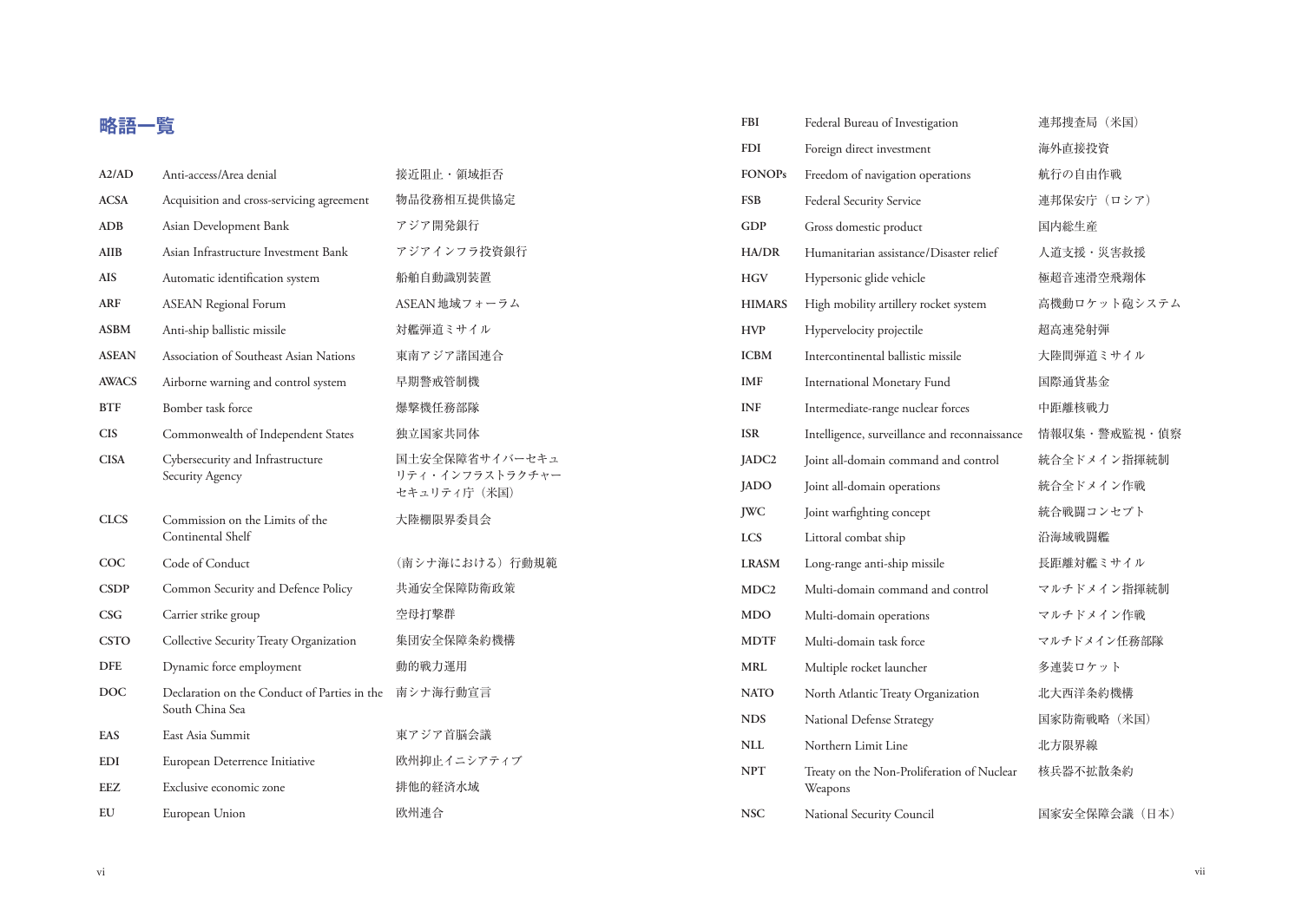# 略語一覧

| | | |
|---|---|---|
| **A2/AD** | Anti-access/Area denial | 接近阻止・領域拒否 |
| **ACSA** | Acquisition and cross-servicing agreement | 物品役務相互提供協定 |
| **ADB** | Asian Development Bank | アジア開発銀行 |
| **AIIB** | Asian Infrastructure Investment Bank | アジアインフラ投資銀行 |
| **AIS** | Automatic identification system | 船舶自動識別装置 |
| **ARF** | ASEAN Regional Forum | ASEAN地域フォーラム |
| **ASBM** | Anti-ship ballistic missile | 対艦弾道ミサイル |
| **ASEAN** | Association of Southeast Asian Nations | 東南アジア諸国連合 |
| **AWACS** | Airborne warning and control system | 早期警戒管制機 |
| **BTF** | Bomber task force | 爆撃機任務部隊 |
| **CIS** | Commonwealth of Independent States | 独立国家共同体 |
| **CISA** | Cybersecurity and Infrastructure Security Agency | 国土安全保障省サイバーセキュリティ・インフラストラクチャーセキュリティ庁（米国） |
| **CLCS** | Commission on the Limits of the Continental Shelf | 大陸棚限界委員会 |
| **COC** | Code of Conduct | （南シナ海における）行動規範 |
| **CSDP** | Common Security and Defence Policy | 共通安全保障防衛政策 |
| **CSG** | Carrier strike group | 空母打撃群 |
| **CSTO** | Collective Security Treaty Organization | 集団安全保障条約機構 |
| **DFE** | Dynamic force employment | 動的戦力運用 |
| **DOC** | Declaration on the Conduct of Parties in the South China Sea | 南シナ海行動宣言 |
| **EAS** | East Asia Summit | 東アジア首脳会議 |
| **EDI** | European Deterrence Initiative | 欧州抑止イニシアティブ |
| **EEZ** | Exclusive economic zone | 排他的経済水域 |
| **EU** | European Union | 欧州連合 |
| **FBI** | Federal Bureau of Investigation | 連邦捜査局（米国） |
| **FDI** | Foreign direct investment | 海外直接投資 |
| **FONOPs** | Freedom of navigation operations | 航行の自由作戦 |
| **FSB** | Federal Security Service | 連邦保安庁（ロシア） |
| **GDP** | Gross domestic product | 国内総生産 |
| **HA/DR** | Humanitarian assistance/Disaster relief | 人道支援・災害救援 |
| **HGV** | Hypersonic glide vehicle | 極超音速滑空飛翔体 |
| **HIMARS** | High mobility artillery rocket system | 高機動ロケット砲システム |
| **HVP** | Hypervelocity projectile | 超高速発射弾 |
| **ICBM** | Intercontinental ballistic missile | 大陸間弾道ミサイル |
| **IMF** | International Monetary Fund | 国際通貨基金 |
| **INF** | Intermediate-range nuclear forces | 中距離核戦力 |
| **ISR** | Intelligence, surveillance and reconnaissance | 情報収集・警戒監視・偵察 |
| **JADC2** | Joint all-domain command and control | 統合全ドメイン指揮統制 |
| **JADO** | Joint all-domain operations | 統合全ドメイン作戦 |
| **JWC** | Joint warfighting concept | 統合戦闘コンセプト |
| **LCS** | Littoral combat ship | 沿海域戦闘艦 |
| **LRASM** | Long-range anti-ship missile | 長距離対艦ミサイル |
| **MDC2** | Multi-domain command and control | マルチドメイン指揮統制 |
| **MDO** | Multi-domain operations | マルチドメイン作戦 |
| **MDTF** | Multi-domain task force | マルチドメイン任務部隊 |
| **MRL** | Multiple rocket launcher | 多連装ロケット |
| **NATO** | North Atlantic Treaty Organization | 北大西洋条約機構 |
| **NDS** | National Defense Strategy | 国家防衛戦略（米国） |
| **NLL** | Northern Limit Line | 北方限界線 |
| **NPT** | Treaty on the Non-Proliferation of Nuclear Weapons | 核兵器不拡散条約 |
| **NSC** | National Security Council | 国家安全保障会議（日本） |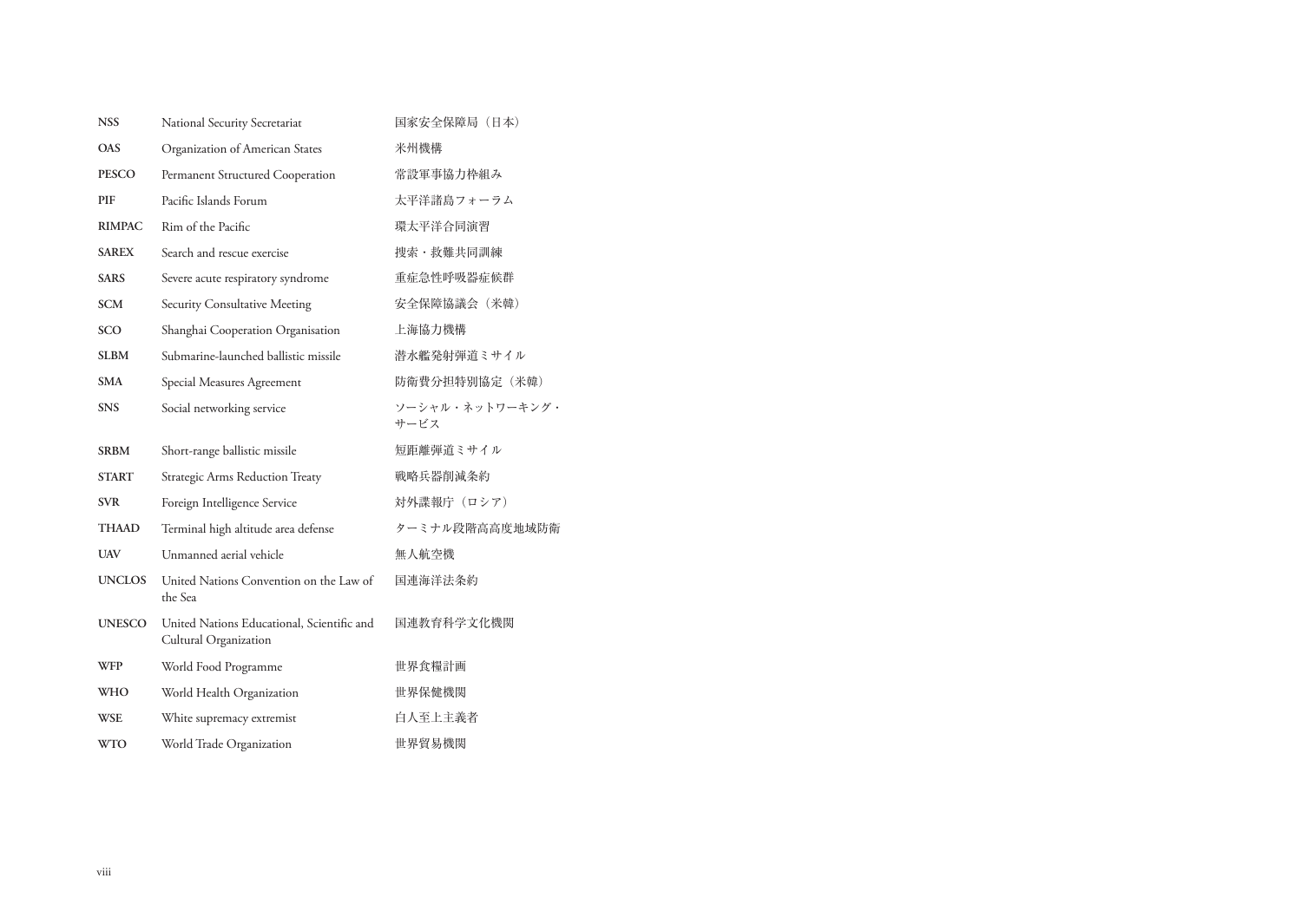| | | |
|---|---|---|
| **NSS** | National Security Secretariat | 国家安全保障局（日本） |
| **OAS** | Organization of American States | 米州機構 |
| **PESCO** | Permanent Structured Cooperation | 常設軍事協力枠組み |
| **PIF** | Pacific Islands Forum | 太平洋諸島フォーラム |
| **RIMPAC** | Rim of the Pacific | 環太平洋合同演習 |
| **SAREX** | Search and rescue exercise | 捜索・救難共同訓練 |
| **SARS** | Severe acute respiratory syndrome | 重症急性呼吸器症候群 |
| **SCM** | Security Consultative Meeting | 安全保障協議会（米韓） |
| **SCO** | Shanghai Cooperation Organisation | 上海協力機構 |
| **SLBM** | Submarine-launched ballistic missile | 潜水艦発射弾道ミサイル |
| **SMA** | Special Measures Agreement | 防衛費分担特別協定（米韓） |
| **SNS** | Social networking service | ソーシャル・ネットワーキング・サービス |
| **SRBM** | Short-range ballistic missile | 短距離弾道ミサイル |
| **START** | Strategic Arms Reduction Treaty | 戦略兵器削減条約 |
| **SVR** | Foreign Intelligence Service | 対外諜報庁（ロシア） |
| **THAAD** | Terminal high altitude area defense | ターミナル段階高高度地域防衛 |
| **UAV** | Unmanned aerial vehicle | 無人航空機 |
| **UNCLOS** | United Nations Convention on the Law of the Sea | 国連海洋法条約 |
| **UNESCO** | United Nations Educational, Scientific and Cultural Organization | 国連教育科学文化機関 |
| **WFP** | World Food Programme | 世界食糧計画 |
| **WHO** | World Health Organization | 世界保健機関 |
| **WSE** | White supremacy extremist | 白人至上主義者 |
| **WTO** | World Trade Organization | 世界貿易機関 |